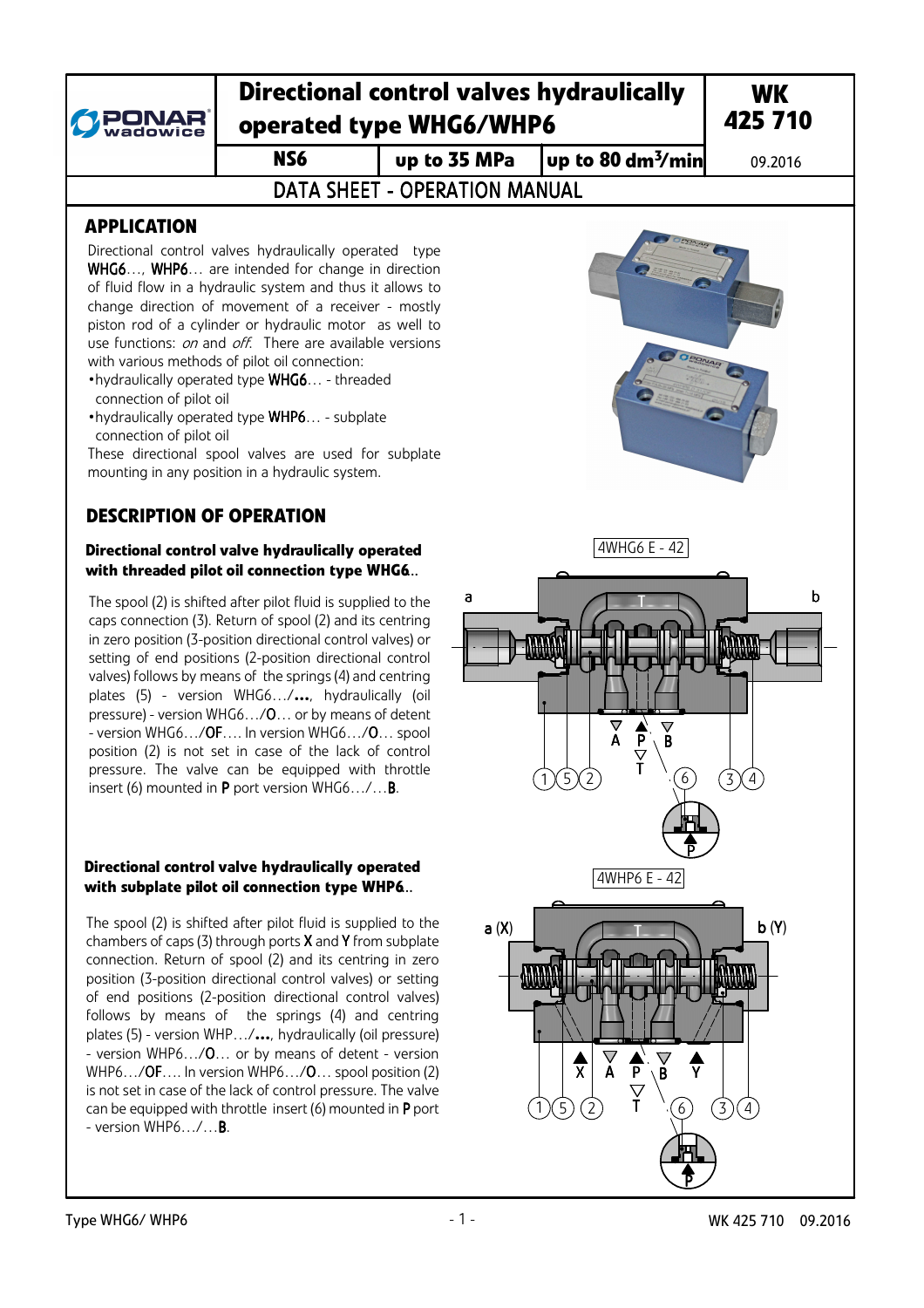# Directional control valves hydraulically operated type WHG6/WHP6

**WK 425 710**

| NS6 | up to 35 MPa | up to 80 dm³/min | 09.2016 |
|---|---|---|---|

DATA SHEET - OPERATION MANUAL

## APPLICATION

Directional control valves hydraulically operated type **WHG6**..., **WHP6**... are intended for change in direction of fluid flow in a hydraulic system and thus it allows to change direction of movement of a receiver - mostly piston rod of a cylinder or hydraulic motor as well to use functions: *on* and *off*. There are available versions with various methods of pilot oil connection:

- hydraulically operated type **WHG6**... - threaded connection of pilot oil
- hydraulically operated type **WHP6**... - subplate connection of pilot oil

These directional spool valves are used for subplate mounting in any position in a hydraulic system.

## DESCRIPTION OF OPERATION

### Directional control valve hydraulically operated with threaded pilot oil connection type WHG6..

The spool (2) is shifted after pilot fluid is supplied to the caps connection (3). Return of spool (2) and its centring in zero position (3-position directional control valves) or setting of end positions (2-position directional control valves) follows by means of the springs (4) and centring plates (5) - version WHG6.../**...**, hydraulically (oil pressure) - version WHG6.../**O**... or by means of detent - version WHG6.../**OF**.... In version WHG6.../**O**... spool position (2) is not set in case of the lack of control pressure. The valve can be equipped with throttle insert (6) mounted in **P** port version WHG6.../...**B**.

4WHG6 E - 42

### Directional control valve hydraulically operated with subplate pilot oil connection type WHP6..

The spool (2) is shifted after pilot fluid is supplied to the chambers of caps (3) through ports **X** and **Y** from subplate connection. Return of spool (2) and its centring in zero position (3-position directional control valves) or setting of end positions (2-position directional control valves) follows by means of the springs (4) and centring plates (5) - version WHP.../**...**, hydraulically (oil pressure) - version WHP6.../**O**... or by means of detent - version WHP6.../**OF**.... In version WHP6.../**O**... spool position (2) is not set in case of the lack of control pressure. The valve can be equipped with throttle insert (6) mounted in **P** port - version WHP6.../...**B**.

4WHP6 E - 42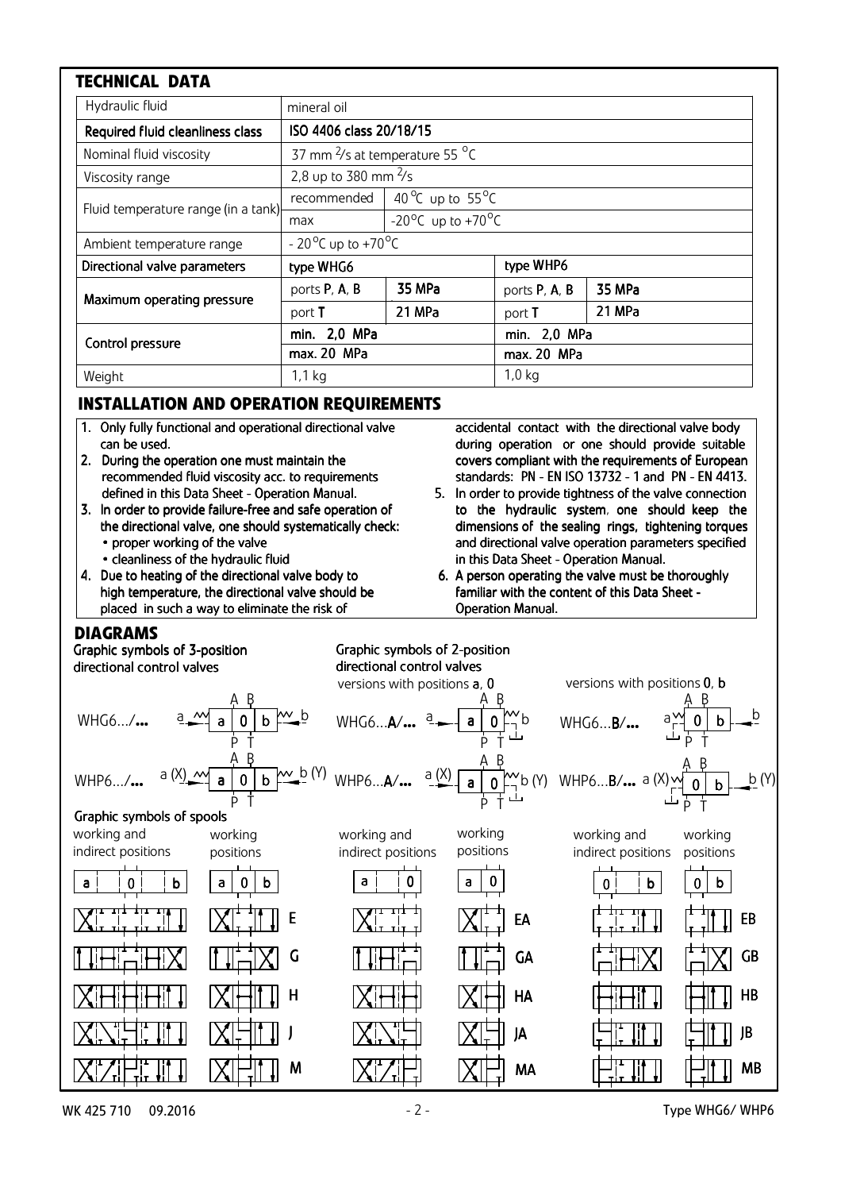## TECHNICAL DATA

| Hydraulic fluid | mineral oil | | | |
|---|---|---|---|---|
| Required fluid cleanliness class | ISO 4406 class 20/18/15 | | | |
| Nominal fluid viscosity | 37 mm $^2$/s at temperature 55 $^{\circ}$C | | | |
| Viscosity range | 2,8 up to 380 mm $^2$/s | | | |
| Fluid temperature range (in a tank) | recommended | 40 $^{\circ}$C up to 55 $^{\circ}$C | | |
| | max | -20 $^{\circ}$C up to +70 $^{\circ}$C | | |
| Ambient temperature range | - 20 $^{\circ}$C up to +70 $^{\circ}$C | | | |
| Directional valve parameters | type WHG6 | | type WHP6 | |
| Maximum operating pressure | ports **P**, **A**, **B** | 35 MPa | ports **P**, **A**, **B** | 35 MPa |
| | port **T** | 21 MPa | port **T** | 21 MPa |
| Control pressure | min. 2,0 MPa | | min. 2,0 MPa | |
| | max. 20 MPa | | max. 20 MPa | |
| Weight | 1,1 kg | | 1,0 kg | |

## INSTALLATION AND OPERATION REQUIREMENTS

1. Only fully functional and operational directional valve can be used.
2. During the operation one must maintain the recommended fluid viscosity acc. to requirements defined in this Data Sheet - Operation Manual.
3. In order to provide failure-free and safe operation of the directional valve, one should systematically check:
   - proper working of the valve
   - cleanliness of the hydraulic fluid
4. Due to heating of the directional valve body to high temperature, the directional valve should be placed in such a way to eliminate the risk of accidental contact with the directional valve body during operation or one should provide suitable covers compliant with the requirements of European standards: PN - EN ISO 13732 - 1 and PN - EN 4413.
5. In order to provide tightness of the valve connection to the hydraulic system, one should keep the dimensions of the sealing rings, tightening torques and directional valve operation parameters specified in this Data Sheet - Operation Manual.
6. A person operating the valve must be thoroughly familiar with the content of this Data Sheet - Operation Manual.

## DIAGRAMS

Graphic symbols of 3-position directional control valves

WHG6.../...

WHP6.../...

Graphic symbols of 2-position directional control valves

versions with positions **a**, **0**

WHG6...**A**/...

WHP6...**A**/...

versions with positions **0**, **b**

WHG6...**B**/...

WHP6...**B**/...

Graphic symbols of spools

| working and indirect positions | working positions | | working and indirect positions | working positions | | working and indirect positions | working positions | |
|---|---|---|---|---|---|---|---|---|
| a 0 b | a 0 b | | a 0 | a 0 | | 0 b | 0 b | |
| | | E | | | EA | | | EB |
| | | G | | | GA | | | GB |
| | | H | | | HA | | | HB |
| | | J | | | JA | | | JB |
| | | M | | | MA | | | MB |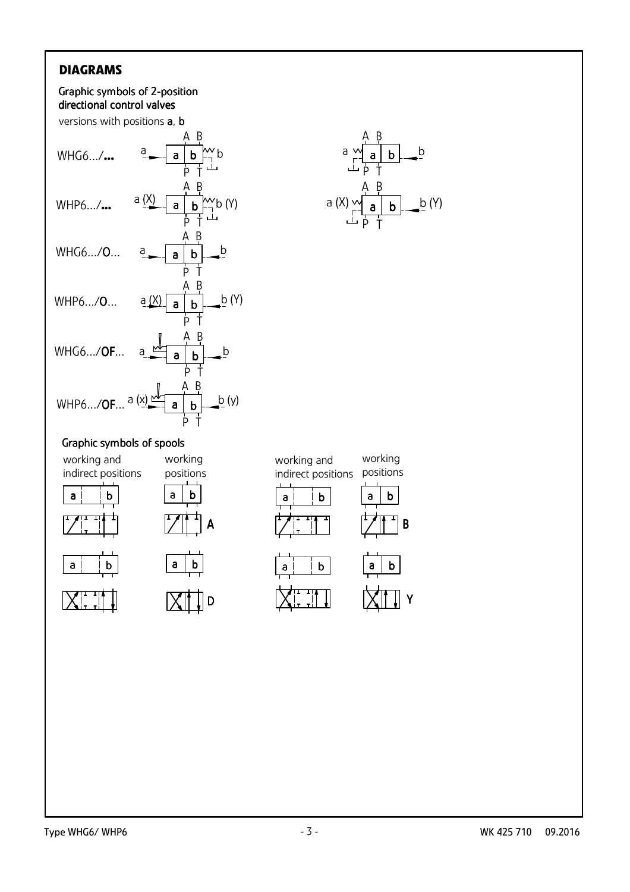## DIAGRAMS

### Graphic symbols of 2-position directional control valves

versions with positions **a**, **b**

WHG6.../**...**

WHP6.../**...**

WHG6.../**O**...

WHP6.../**O**...

WHG6.../**OF**...

WHP6.../**OF**...

### Graphic symbols of spools

| working and indirect positions | working positions | | working and indirect positions | working positions | |
|---|---|---|---|---|---|
| | | **A** | | | **B** |
| | | **D** | | | **Y** |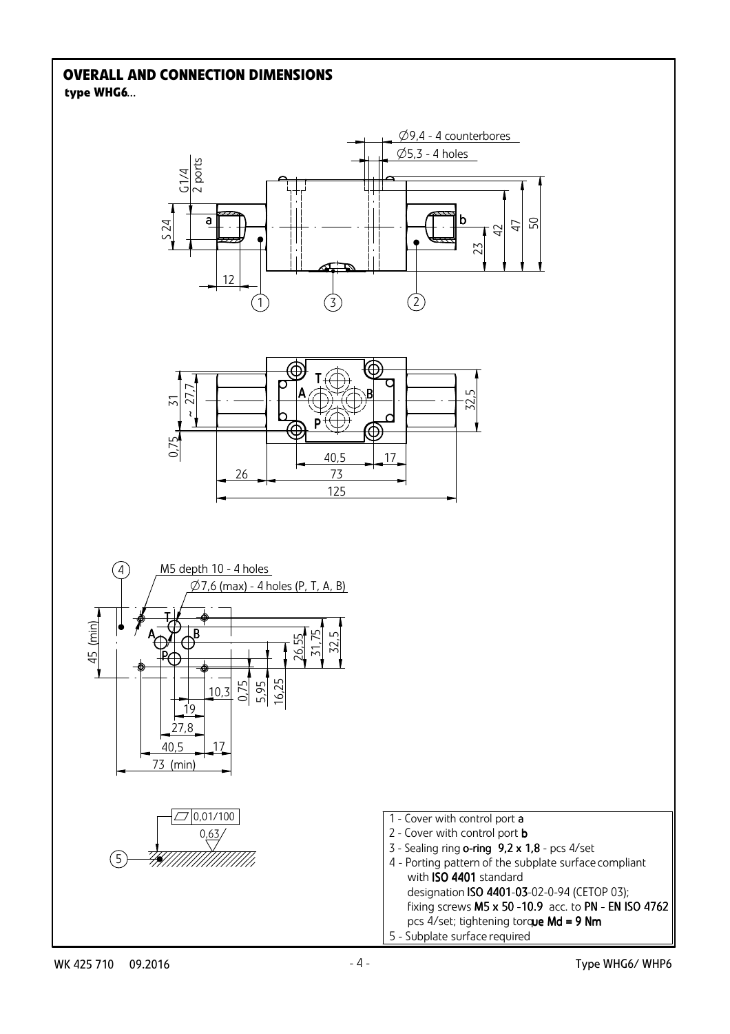## OVERALL AND CONNECTION DIMENSIONS

**type WHG6...**

Ø9,4 - 4 counterbores

Ø5,3 - 4 holes

G1/4 2 ports

S 24

a

b

12

42

47

50

23

31

~ 27,7

0,75

32,5

40,5

17

26

73

125

M5 depth 10 - 4 holes

Ø7,6 (max) - 4 holes (P, T, A, B)

45 (min)

26,55

31,75

32,5

10,3

0,75

5,95

16,25

19

27,8

40,5

17

73 (min)

0,01/100

0,63

1 - Cover with control port **a**
2 - Cover with control port **b**
3 - Sealing ring **o-ring 9,2 x 1,8** - pcs 4/set
4 - Porting pattern of the subplate surface compliant with **ISO 4401** standard designation **ISO 4401-03**-02-0-94 (CETOP 03); fixing screws **M5 x 50 -10.9** acc. to **PN - EN ISO 4762** pcs 4/set; tightening torque **Md = 9 Nm**
5 - Subplate surface required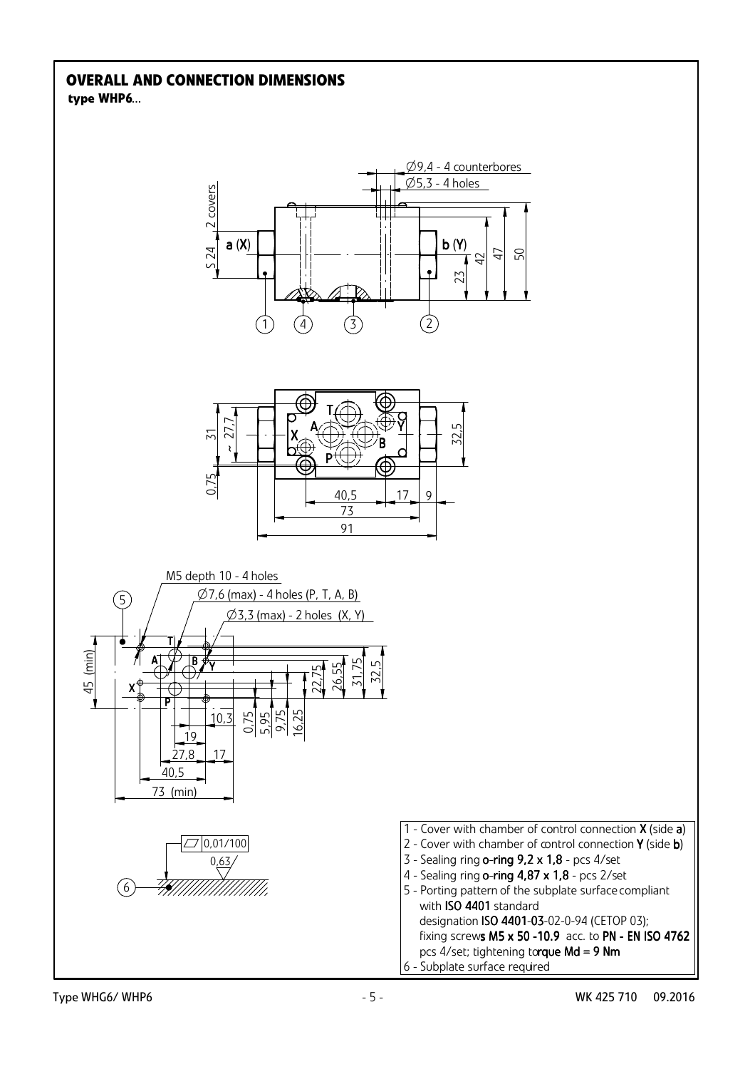## OVERALL AND CONNECTION DIMENSIONS

**type WHP6...**

Ø9,4 - 4 counterbores
Ø5,3 - 4 holes

2 covers
S 24
a (X)
b (Y)
23
42
47
50

31
~ 27,7
0,75
32,5
40,5
17
9
73
91

M5 depth 10 - 4 holes
Ø7,6 (max) - 4 holes (P, T, A, B)
Ø3,3 (max) - 2 holes (X, Y)

45 (min)
22,75
26,55
31,75
32,5
0,75
5,95
9,75
16,25
10,3
19
27,8
17
40,5
73 (min)

0,01/100
0,63

1 - Cover with chamber of control connection **X** (side **a**)
2 - Cover with chamber of control connection **Y** (side **b**)
3 - Sealing ring **o-ring 9,2 x 1,8** - pcs 4/set
4 - Sealing ring **o-ring 4,87 x 1,8** - pcs 2/set
5 - Porting pattern of the subplate surface compliant with **ISO 4401** standard designation **ISO 4401-03**-02-0-94 (CETOP 03); fixing screws **M5 x 50 -10.9** acc. to **PN - EN ISO 4762** pcs 4/set; tightening torque **Md = 9 Nm**
6 - Subplate surface required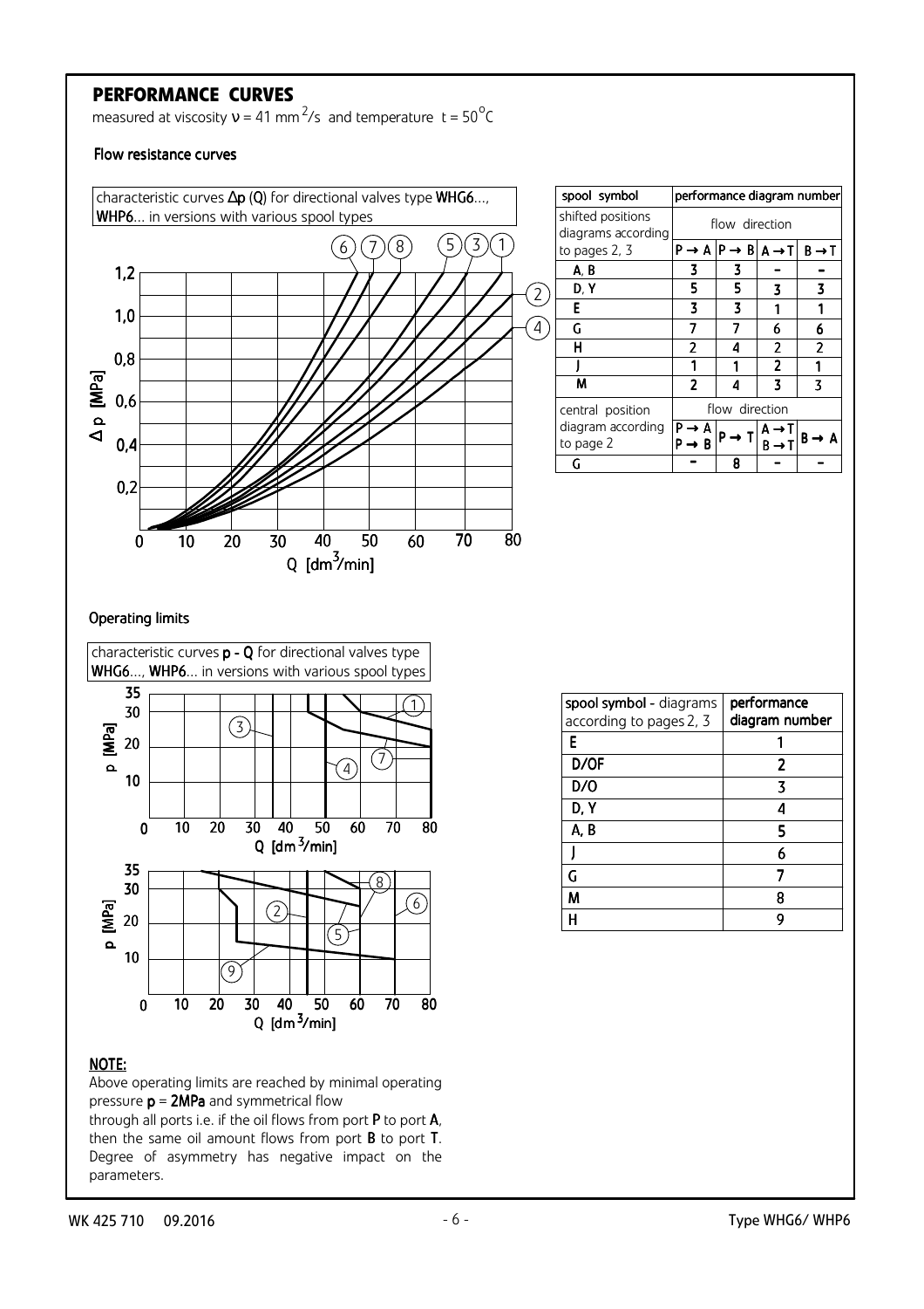## PERFORMANCE CURVES

measured at viscosity $\nu = 41\ mm^2/s$ and temperature $t = 50^\circ C$

### Flow resistance curves

characteristic curves $\Delta p$ (Q) for directional valves type **WHG6**..., **WHP6**... in versions with various spool types

| spool symbol | performance diagram number | | | |
|---|---|---|---|---|
| shifted positions diagrams according to pages 2, 3 | flow direction | | | |
| | P → A | P → B | A → T | B → T |
| A, B | 3 | 3 | - | - |
| D, Y | 5 | 5 | 3 | 3 |
| E | 3 | 3 | 1 | 1 |
| G | 7 | 7 | 6 | 6 |
| H | 2 | 4 | 2 | 2 |
| J | 1 | 1 | 2 | 1 |
| M | 2 | 4 | 3 | 3 |
| central position diagram according to page 2 | flow direction | | | |
| | P → A P → B | P → T | A → T B → T | B → A |
| G | - | 8 | - | - |

### Operating limits

characteristic curves **p - Q** for directional valves type **WHG6**..., **WHP6**... in versions with various spool types

| spool symbol - diagrams according to pages 2, 3 | performance diagram number |
|---|---|
| E | 1 |
| D/OF | 2 |
| D/O | 3 |
| D, Y | 4 |
| A, B | 5 |
| J | 6 |
| G | 7 |
| M | 8 |
| H | 9 |

**NOTE:**

Above operating limits are reached by minimal operating pressure **p** = **2MPa** and symmetrical flow through all ports i.e. if the oil flows from port **P** to port **A**, then the same oil amount flows from port **B** to port **T**. Degree of asymmetry has negative impact on the parameters.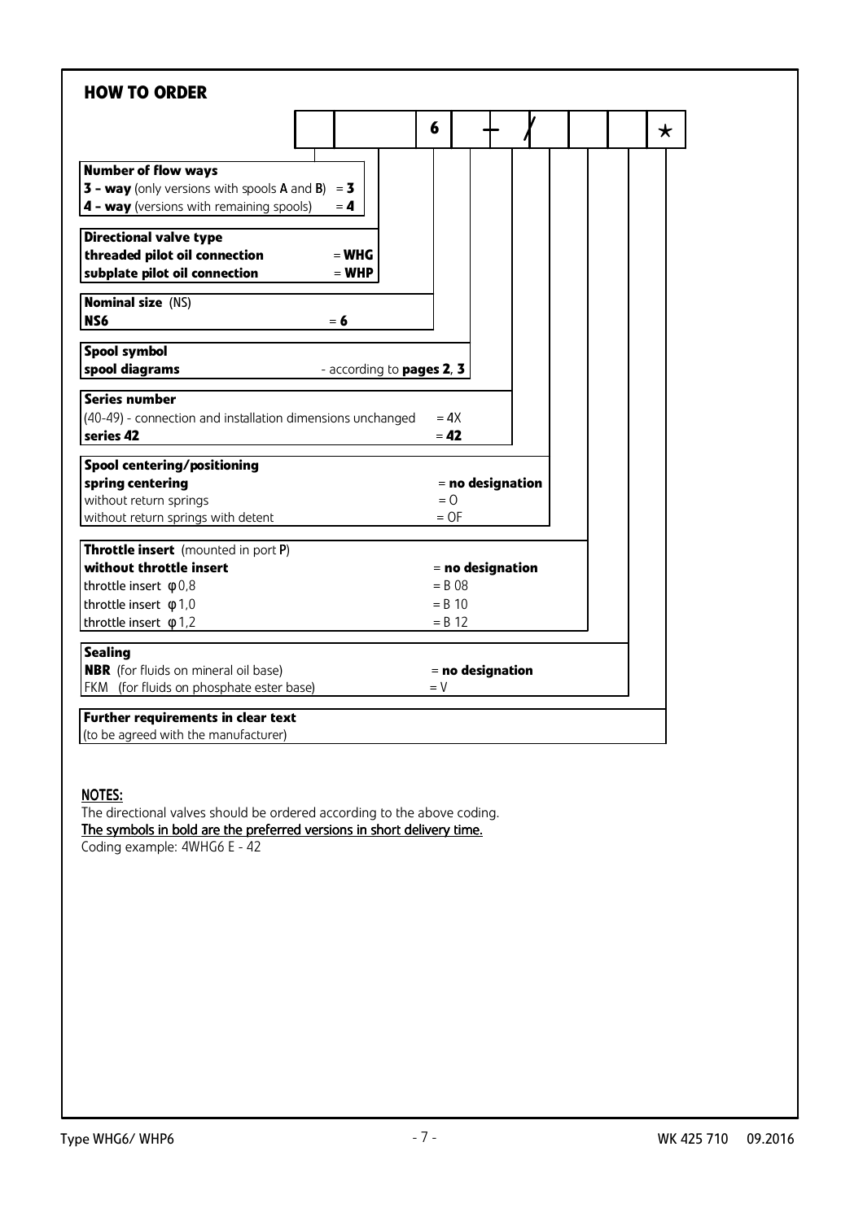## HOW TO ORDER

| | | 6 | | – | / | | | | * |
|---|---|---|---|---|---|---|---|---|---|

**Number of flow ways**
**3 - way** (only versions with spools **A** and **B**) = **3**
**4 - way** (versions with remaining spools) = **4**

**Directional valve type**
**threaded pilot oil connection** = **WHG**
**subplate pilot oil connection** = **WHP**

**Nominal size** (NS)
**NS6** = **6**

**Spool symbol**
**spool diagrams** - according to **pages 2**, **3**

**Series number**
(40-49) - connection and installation dimensions unchanged = 4X
**series 42** = **42**

**Spool centering/positioning**
**spring centering** = **no designation**
without return springs = O
without return springs with detent = OF

**Throttle insert** (mounted in port **P**)
**without throttle insert** = **no designation**
throttle insert φ0,8 = B 08
throttle insert φ1,0 = B 10
throttle insert φ1,2 = B 12

**Sealing**
**NBR** (for fluids on mineral oil base) = **no designation**
FKM (for fluids on phosphate ester base) = V

**Further requirements in clear text**
(to be agreed with the manufacturer)

NOTES:
The directional valves should be ordered according to the above coding.
The symbols in bold are the preferred versions in short delivery time.
Coding example: 4WHG6 E - 42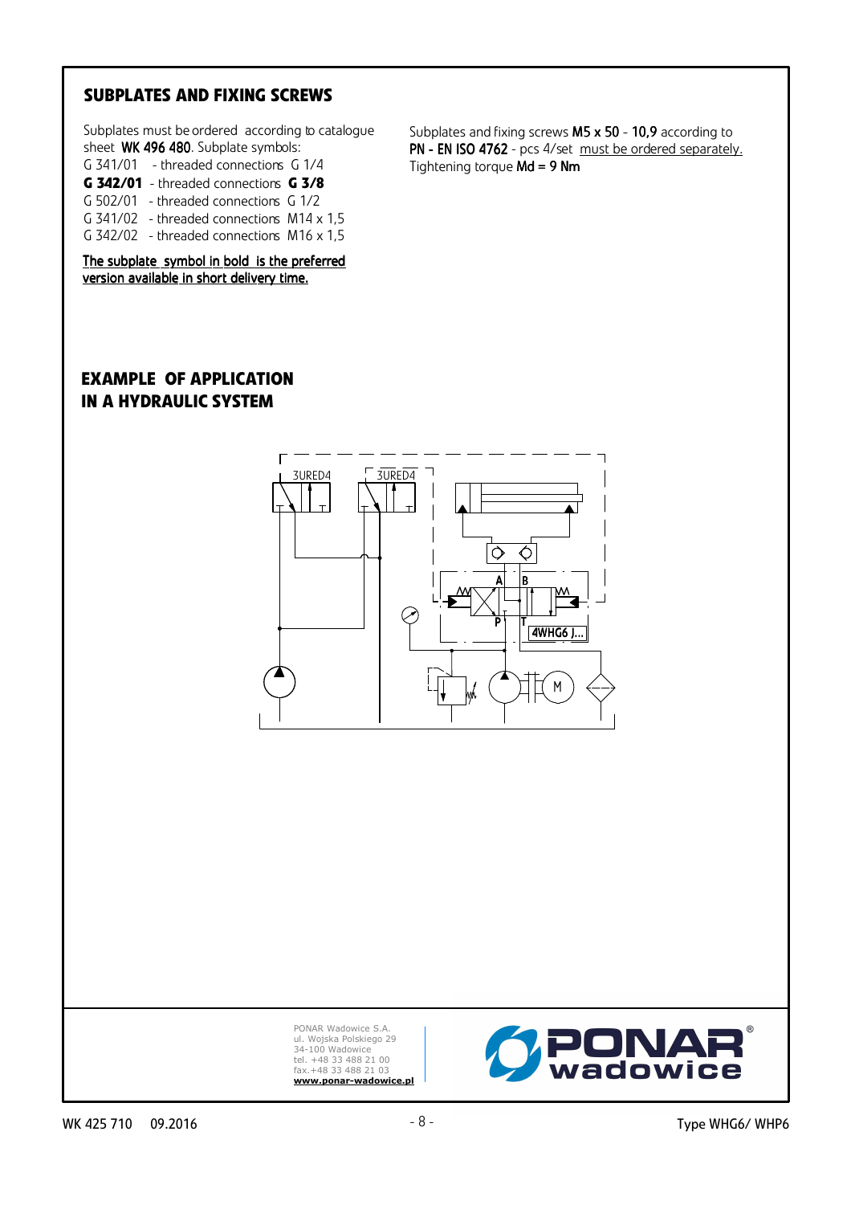## SUBPLATES AND FIXING SCREWS

Subplates must be ordered according to catalogue sheet **WK 496 480**. Subplate symbols:

G 341/01 - threaded connections G 1/4
**G 342/01** - threaded connections **G 3/8**
G 502/01 - threaded connections G 1/2
G 341/02 - threaded connections M14 x 1,5
G 342/02 - threaded connections M16 x 1,5

**The subplate symbol in bold is the preferred version available in short delivery time.**

Subplates and fixing screws **M5 x 50 - 10,9** according to **PN - EN ISO 4762** - pcs 4/set must be ordered separately. Tightening torque **Md = 9 Nm**

## EXAMPLE OF APPLICATION IN A HYDRAULIC SYSTEM

3URED4
3URED4
A
B
P
T
4WHG6 J...
M

PONAR Wadowice S.A.
ul. Wojska Polskiego 29
34-100 Wadowice
tel. +48 33 488 21 00
fax.+48 33 488 21 03
**www.ponar-wadowice.pl**